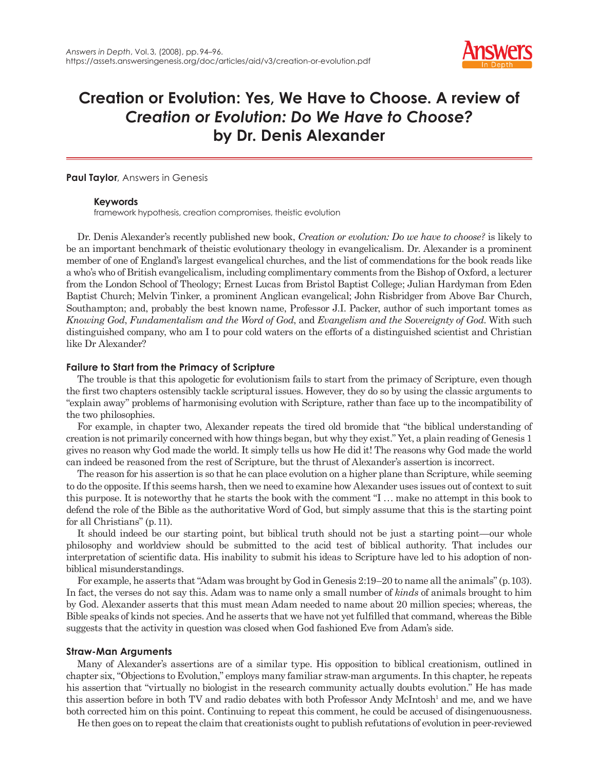# Creation or Evolution: Yes, We Have to Choose. A review of *Creation or Evolution: Do We Have to Choose?* by Dr. Denis Alexander

**Paul Taylor**, Answers in Genesis

**Keywords**
framework hypothesis, creation compromises, theistic evolution

Dr. Denis Alexander's recently published new book, *Creation or evolution: Do we have to choose?* is likely to be an important benchmark of theistic evolutionary theology in evangelicalism. Dr. Alexander is a prominent member of one of England's largest evangelical churches, and the list of commendations for the book reads like a who's who of British evangelicalism, including complimentary comments from the Bishop of Oxford, a lecturer from the London School of Theology; Ernest Lucas from Bristol Baptist College; Julian Hardyman from Eden Baptist Church; Melvin Tinker, a prominent Anglican evangelical; John Risbridger from Above Bar Church, Southampton; and, probably the best known name, Professor J.I. Packer, author of such important tomes as *Knowing God*, *Fundamentalism and the Word of God*, and *Evangelism and the Sovereignty of God.* With such distinguished company, who am I to pour cold waters on the efforts of a distinguished scientist and Christian like Dr Alexander?

## Failure to Start from the Primacy of Scripture

The trouble is that this apologetic for evolutionism fails to start from the primacy of Scripture, even though the first two chapters ostensibly tackle scriptural issues. However, they do so by using the classic arguments to "explain away" problems of harmonising evolution with Scripture, rather than face up to the incompatibility of the two philosophies.

For example, in chapter two, Alexander repeats the tired old bromide that "the biblical understanding of creation is not primarily concerned with how things began, but why they exist." Yet, a plain reading of Genesis 1 gives no reason why God made the world. It simply tells us how He did it! The reasons why God made the world can indeed be reasoned from the rest of Scripture, but the thrust of Alexander's assertion is incorrect.

The reason for his assertion is so that he can place evolution on a higher plane than Scripture, while seeming to do the opposite. If this seems harsh, then we need to examine how Alexander uses issues out of context to suit this purpose. It is noteworthy that he starts the book with the comment "I … make no attempt in this book to defend the role of the Bible as the authoritative Word of God, but simply assume that this is the starting point for all Christians" (p. 11).

It should indeed be our starting point, but biblical truth should not be just a starting point—our whole philosophy and worldview should be submitted to the acid test of biblical authority. That includes our interpretation of scientific data. His inability to submit his ideas to Scripture have led to his adoption of non-biblical misunderstandings.

For example, he asserts that "Adam was brought by God in Genesis 2:19–20 to name all the animals" (p. 103). In fact, the verses do not say this. Adam was to name only a small number of *kinds* of animals brought to him by God. Alexander asserts that this must mean Adam needed to name about 20 million species; whereas, the Bible speaks of kinds not species. And he asserts that we have not yet fulfilled that command, whereas the Bible suggests that the activity in question was closed when God fashioned Eve from Adam's side.

## Straw-Man Arguments

Many of Alexander's assertions are of a similar type. His opposition to biblical creationism, outlined in chapter six, "Objections to Evolution," employs many familiar straw-man arguments. In this chapter, he repeats his assertion that "virtually no biologist in the research community actually doubts evolution." He has made this assertion before in both TV and radio debates with both Professor Andy McIntosh[1] and me, and we have both corrected him on this point. Continuing to repeat this comment, he could be accused of disingenuousness.

He then goes on to repeat the claim that creationists ought to publish refutations of evolution in peer-reviewed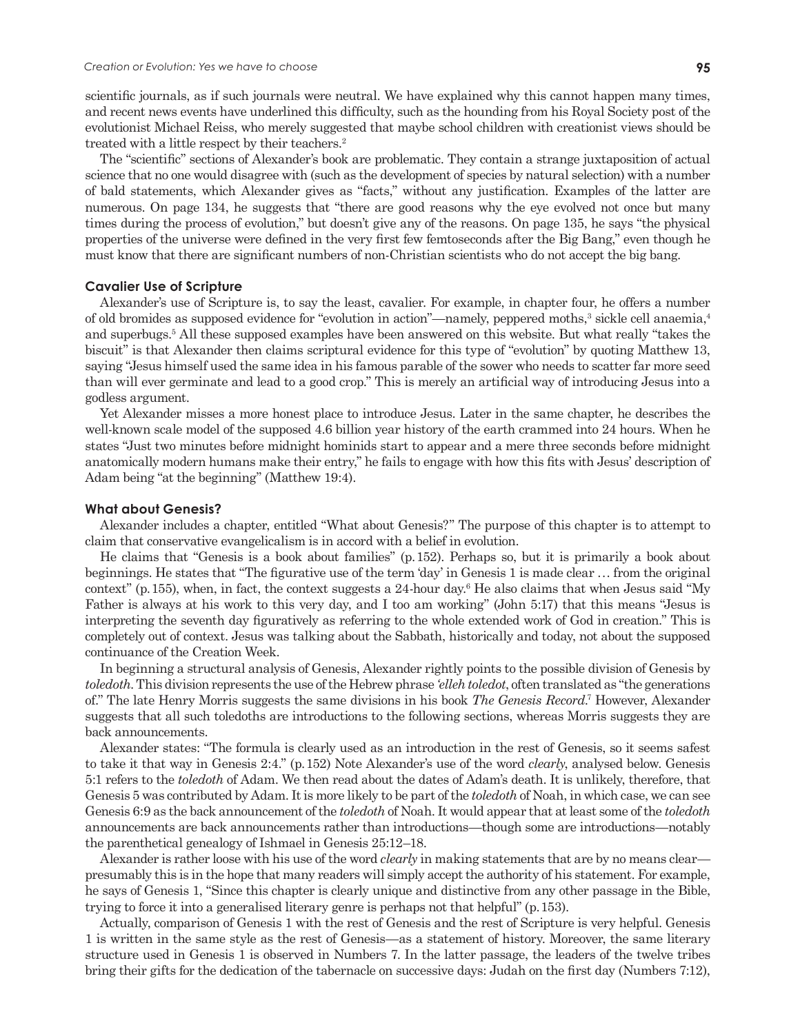scientific journals, as if such journals were neutral. We have explained why this cannot happen many times, and recent news events have underlined this difficulty, such as the hounding from his Royal Society post of the evolutionist Michael Reiss, who merely suggested that maybe school children with creationist views should be treated with a little respect by their teachers.[2]

The "scientific" sections of Alexander's book are problematic. They contain a strange juxtaposition of actual science that no one would disagree with (such as the development of species by natural selection) with a number of bald statements, which Alexander gives as "facts," without any justification. Examples of the latter are numerous. On page 134, he suggests that "there are good reasons why the eye evolved not once but many times during the process of evolution," but doesn't give any of the reasons. On page 135, he says "the physical properties of the universe were defined in the very first few femtoseconds after the Big Bang," even though he must know that there are significant numbers of non-Christian scientists who do not accept the big bang.

### Cavalier Use of Scripture

Alexander's use of Scripture is, to say the least, cavalier. For example, in chapter four, he offers a number of old bromides as supposed evidence for "evolution in action"—namely, peppered moths,[3] sickle cell anaemia,[4] and superbugs.[5] All these supposed examples have been answered on this website. But what really "takes the biscuit" is that Alexander then claims scriptural evidence for this type of "evolution" by quoting Matthew 13, saying "Jesus himself used the same idea in his famous parable of the sower who needs to scatter far more seed than will ever germinate and lead to a good crop." This is merely an artificial way of introducing Jesus into a godless argument.

Yet Alexander misses a more honest place to introduce Jesus. Later in the same chapter, he describes the well-known scale model of the supposed 4.6 billion year history of the earth crammed into 24 hours. When he states "Just two minutes before midnight hominids start to appear and a mere three seconds before midnight anatomically modern humans make their entry," he fails to engage with how this fits with Jesus' description of Adam being "at the beginning" (Matthew 19:4).

### What about Genesis?

Alexander includes a chapter, entitled "What about Genesis?" The purpose of this chapter is to attempt to claim that conservative evangelicalism is in accord with a belief in evolution.

He claims that "Genesis is a book about families" (p. 152). Perhaps so, but it is primarily a book about beginnings. He states that "The figurative use of the term 'day' in Genesis 1 is made clear … from the original context" (p. 155), when, in fact, the context suggests a 24-hour day.[6] He also claims that when Jesus said "My Father is always at his work to this very day, and I too am working" (John 5:17) that this means "Jesus is interpreting the seventh day figuratively as referring to the whole extended work of God in creation." This is completely out of context. Jesus was talking about the Sabbath, historically and today, not about the supposed continuance of the Creation Week.

In beginning a structural analysis of Genesis, Alexander rightly points to the possible division of Genesis by *toledoth*. This division represents the use of the Hebrew phrase *'elleh toledot*, often translated as "the generations of." The late Henry Morris suggests the same divisions in his book *The Genesis Record*.[7] However, Alexander suggests that all such toledoths are introductions to the following sections, whereas Morris suggests they are back announcements.

Alexander states: "The formula is clearly used as an introduction in the rest of Genesis, so it seems safest to take it that way in Genesis 2:4." (p. 152) Note Alexander's use of the word *clearly*, analysed below. Genesis 5:1 refers to the *toledoth* of Adam. We then read about the dates of Adam's death. It is unlikely, therefore, that Genesis 5 was contributed by Adam. It is more likely to be part of the *toledoth* of Noah, in which case, we can see Genesis 6:9 as the back announcement of the *toledoth* of Noah. It would appear that at least some of the *toledoth* announcements are back announcements rather than introductions—though some are introductions—notably the parenthetical genealogy of Ishmael in Genesis 25:12–18.

Alexander is rather loose with his use of the word *clearly* in making statements that are by no means clear—presumably this is in the hope that many readers will simply accept the authority of his statement. For example, he says of Genesis 1, "Since this chapter is clearly unique and distinctive from any other passage in the Bible, trying to force it into a generalised literary genre is perhaps not that helpful" (p. 153).

Actually, comparison of Genesis 1 with the rest of Genesis and the rest of Scripture is very helpful. Genesis 1 is written in the same style as the rest of Genesis—as a statement of history. Moreover, the same literary structure used in Genesis 1 is observed in Numbers 7. In the latter passage, the leaders of the twelve tribes bring their gifts for the dedication of the tabernacle on successive days: Judah on the first day (Numbers 7:12),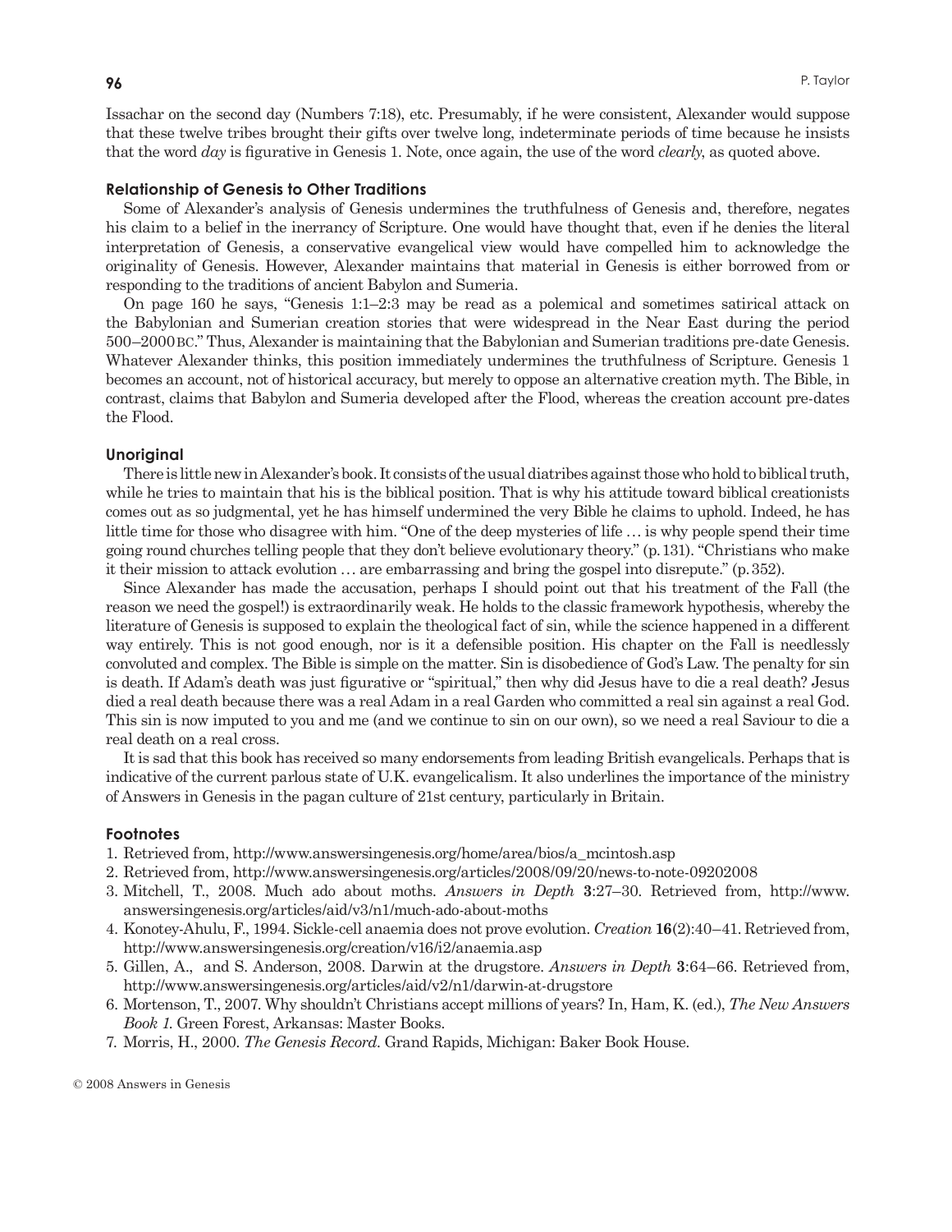Issachar on the second day (Numbers 7:18), etc. Presumably, if he were consistent, Alexander would suppose that these twelve tribes brought their gifts over twelve long, indeterminate periods of time because he insists that the word *day* is figurative in Genesis 1. Note, once again, the use of the word *clearly*, as quoted above.

### Relationship of Genesis to Other Traditions

Some of Alexander's analysis of Genesis undermines the truthfulness of Genesis and, therefore, negates his claim to a belief in the inerrancy of Scripture. One would have thought that, even if he denies the literal interpretation of Genesis, a conservative evangelical view would have compelled him to acknowledge the originality of Genesis. However, Alexander maintains that material in Genesis is either borrowed from or responding to the traditions of ancient Babylon and Sumeria.

On page 160 he says, "Genesis 1:1–2:3 may be read as a polemical and sometimes satirical attack on the Babylonian and Sumerian creation stories that were widespread in the Near East during the period 500–2000 BC." Thus, Alexander is maintaining that the Babylonian and Sumerian traditions pre-date Genesis. Whatever Alexander thinks, this position immediately undermines the truthfulness of Scripture. Genesis 1 becomes an account, not of historical accuracy, but merely to oppose an alternative creation myth. The Bible, in contrast, claims that Babylon and Sumeria developed after the Flood, whereas the creation account pre-dates the Flood.

### Unoriginal

There is little new in Alexander's book. It consists of the usual diatribes against those who hold to biblical truth, while he tries to maintain that his is the biblical position. That is why his attitude toward biblical creationists comes out as so judgmental, yet he has himself undermined the very Bible he claims to uphold. Indeed, he has little time for those who disagree with him. "One of the deep mysteries of life … is why people spend their time going round churches telling people that they don't believe evolutionary theory." (p. 131). "Christians who make it their mission to attack evolution … are embarrassing and bring the gospel into disrepute." (p. 352).

Since Alexander has made the accusation, perhaps I should point out that his treatment of the Fall (the reason we need the gospel!) is extraordinarily weak. He holds to the classic framework hypothesis, whereby the literature of Genesis is supposed to explain the theological fact of sin, while the science happened in a different way entirely. This is not good enough, nor is it a defensible position. His chapter on the Fall is needlessly convoluted and complex. The Bible is simple on the matter. Sin is disobedience of God's Law. The penalty for sin is death. If Adam's death was just figurative or "spiritual," then why did Jesus have to die a real death? Jesus died a real death because there was a real Adam in a real Garden who committed a real sin against a real God. This sin is now imputed to you and me (and we continue to sin on our own), so we need a real Saviour to die a real death on a real cross.

It is sad that this book has received so many endorsements from leading British evangelicals. Perhaps that is indicative of the current parlous state of U.K. evangelicalism. It also underlines the importance of the ministry of Answers in Genesis in the pagan culture of 21st century, particularly in Britain.

### Footnotes

1. Retrieved from, http://www.answersingenesis.org/home/area/bios/a_mcintosh.asp
2. Retrieved from, http://www.answersingenesis.org/articles/2008/09/20/news-to-note-09202008
3. Mitchell, T., 2008. Much ado about moths. *Answers in Depth* **3**:27–30. Retrieved from, http://www.answersingenesis.org/articles/aid/v3/n1/much-ado-about-moths
4. Konotey-Ahulu, F., 1994. Sickle-cell anaemia does not prove evolution. *Creation* **16**(2):40–41. Retrieved from, http://www.answersingenesis.org/creation/v16/i2/anaemia.asp
5. Gillen, A., and S. Anderson, 2008. Darwin at the drugstore. *Answers in Depth* **3**:64–66. Retrieved from, http://www.answersingenesis.org/articles/aid/v2/n1/darwin-at-drugstore
6. Mortenson, T., 2007. Why shouldn't Christians accept millions of years? In, Ham, K. (ed.), *The New Answers Book 1*. Green Forest, Arkansas: Master Books.
7. Morris, H., 2000. *The Genesis Record*. Grand Rapids, Michigan: Baker Book House.

© 2008 Answers in Genesis